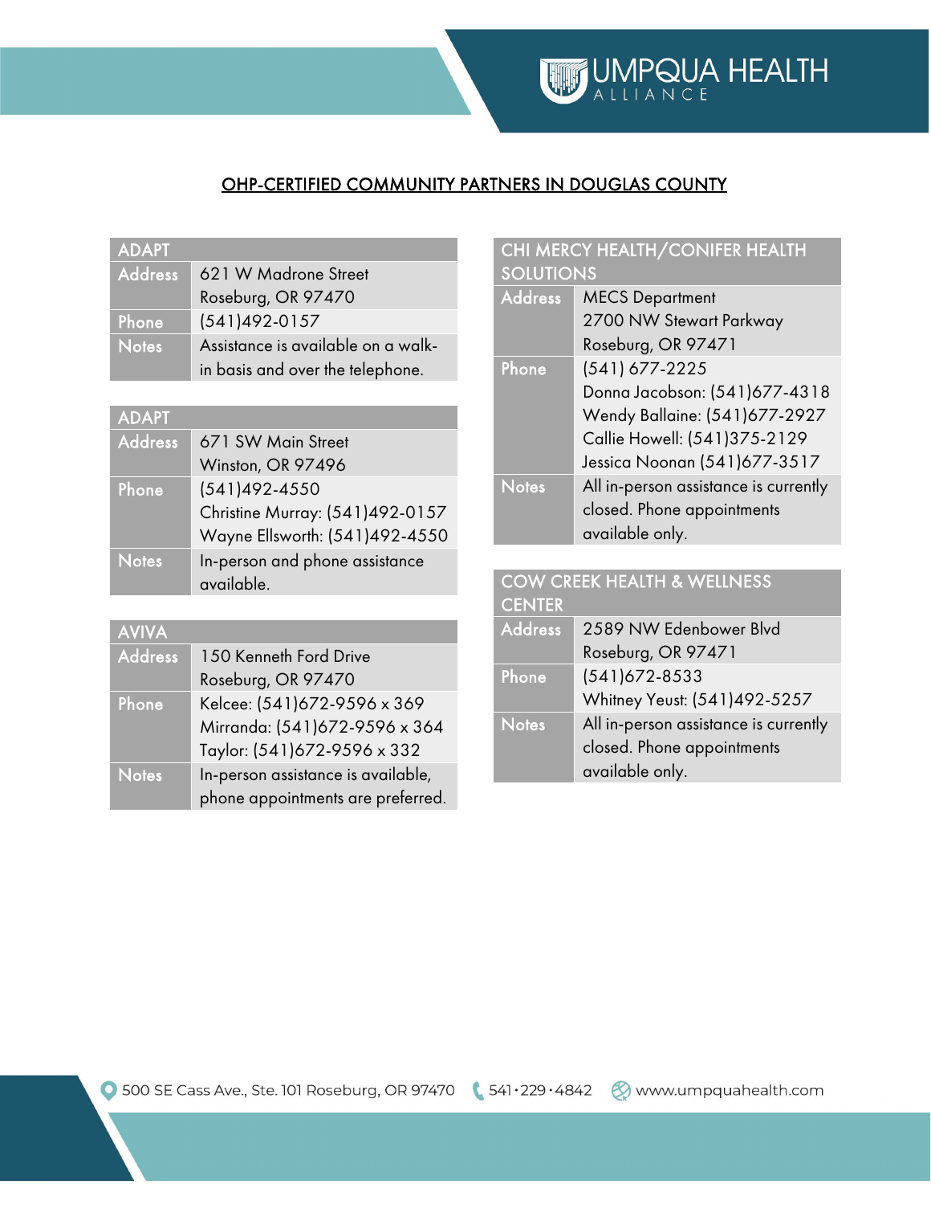# OHP-CERTIFIED COMMUNITY PARTNERS IN DOUGLAS COUNTY

| ADAPT | |
|---|---|
| Address | 621 W Madrone Street<br>Roseburg, OR 97470 |
| Phone | (541)492-0157 |
| Notes | Assistance is available on a walk-in basis and over the telephone. |

| ADAPT | |
|---|---|
| Address | 671 SW Main Street<br>Winston, OR 97496 |
| Phone | (541)492-4550<br>Christine Murray: (541)492-0157<br>Wayne Ellsworth: (541)492-4550 |
| Notes | In-person and phone assistance available. |

| AVIVA | |
|---|---|
| Address | 150 Kenneth Ford Drive<br>Roseburg, OR 97470 |
| Phone | Kelcee: (541)672-9596 x 369<br>Mirranda: (541)672-9596 x 364<br>Taylor: (541)672-9596 x 332 |
| Notes | In-person assistance is available, phone appointments are preferred. |

| CHI MERCY HEALTH/CONIFER HEALTH SOLUTIONS | |
|---|---|
| Address | MECS Department<br>2700 NW Stewart Parkway<br>Roseburg, OR 97471 |
| Phone | (541) 677-2225<br>Donna Jacobson: (541)677-4318<br>Wendy Ballaine: (541)677-2927<br>Callie Howell: (541)375-2129<br>Jessica Noonan (541)677-3517 |
| Notes | All in-person assistance is currently closed. Phone appointments available only. |

| COW CREEK HEALTH & WELLNESS CENTER | |
|---|---|
| Address | 2589 NW Edenbower Blvd<br>Roseburg, OR 97471 |
| Phone | (541)672-8533<br>Whitney Yeust: (541)492-5257 |
| Notes | All in-person assistance is currently closed. Phone appointments available only. |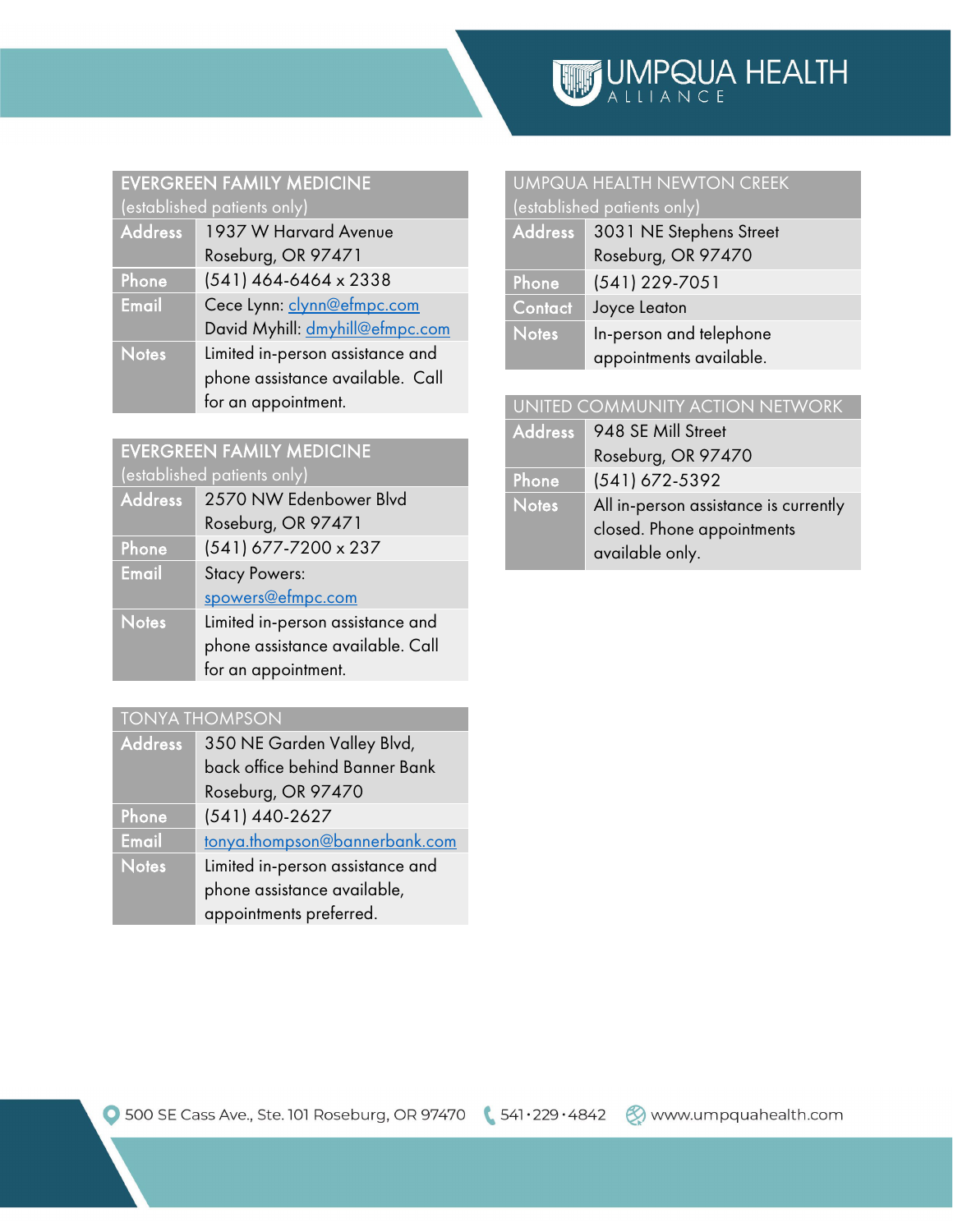## EVERGREEN FAMILY MEDICINE
(established patients only)

| | |
|---|---|
| Address | 1937 W Harvard Avenue<br>Roseburg, OR 97471 |
| Phone | (541) 464-6464 x 2338 |
| Email | Cece Lynn: clynn@efmpc.com<br>David Myhill: dmyhill@efmpc.com |
| Notes | Limited in-person assistance and phone assistance available. Call for an appointment. |

## EVERGREEN FAMILY MEDICINE
(established patients only)

| | |
|---|---|
| Address | 2570 NW Edenbower Blvd<br>Roseburg, OR 97471 |
| Phone | (541) 677-7200 x 237 |
| Email | Stacy Powers:<br>spowers@efmpc.com |
| Notes | Limited in-person assistance and phone assistance available. Call for an appointment. |

## TONYA THOMPSON

| | |
|---|---|
| Address | 350 NE Garden Valley Blvd, back office behind Banner Bank<br>Roseburg, OR 97470 |
| Phone | (541) 440-2627 |
| Email | tonya.thompson@bannerbank.com |
| Notes | Limited in-person assistance and phone assistance available, appointments preferred. |

## UMPQUA HEALTH NEWTON CREEK
(established patients only)

| | |
|---|---|
| Address | 3031 NE Stephens Street<br>Roseburg, OR 97470 |
| Phone | (541) 229-7051 |
| Contact | Joyce Leaton |
| Notes | In-person and telephone appointments available. |

## UNITED COMMUNITY ACTION NETWORK

| | |
|---|---|
| Address | 948 SE Mill Street<br>Roseburg, OR 97470 |
| Phone | (541) 672-5392 |
| Notes | All in-person assistance is currently closed. Phone appointments available only. |